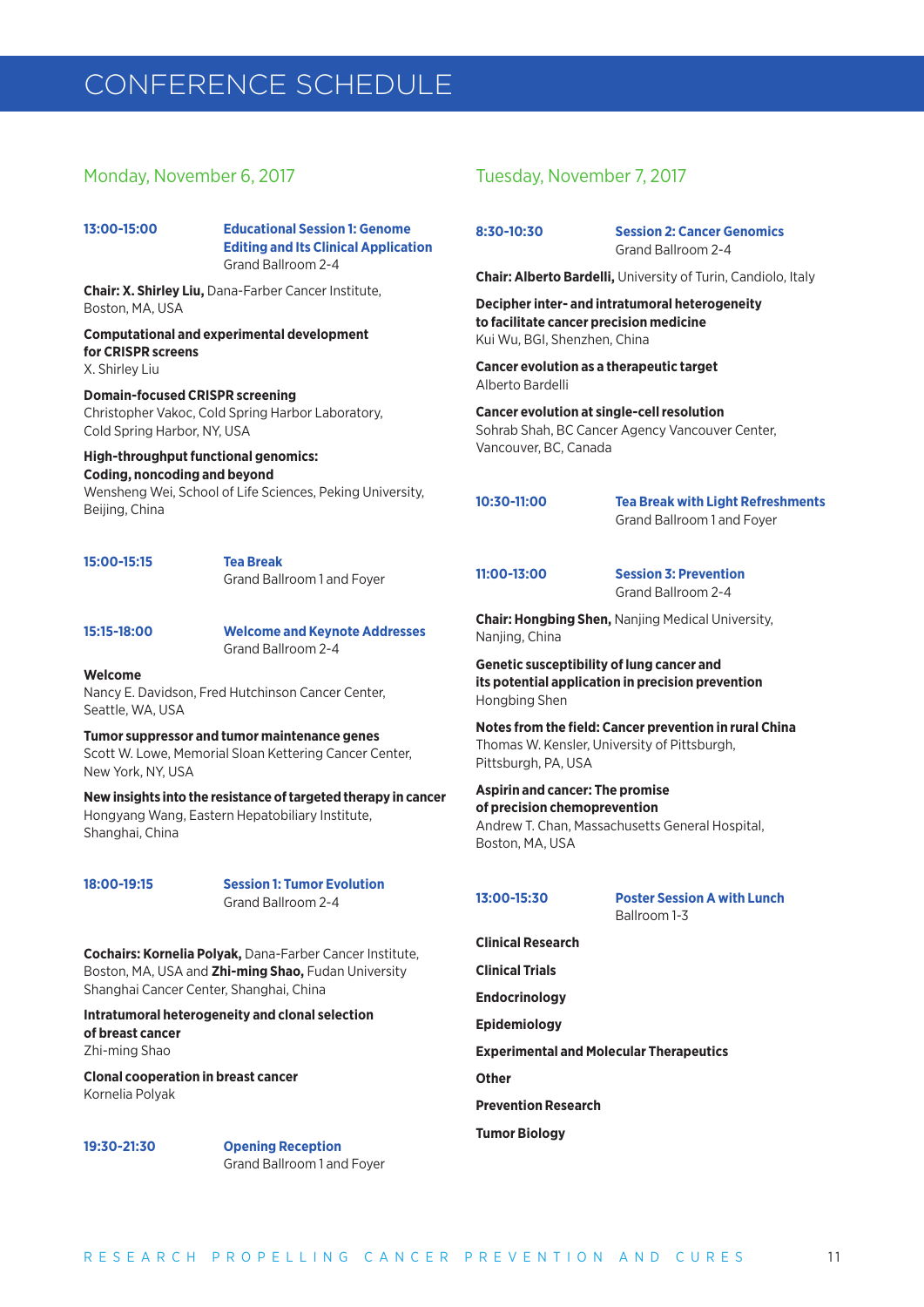# CONFERENCE SCHEDULE

## Monday, November 6, 2017

**13:00-15:00** **Educational Session 1: Genome Editing and Its Clinical Application**
Grand Ballroom 2-4

**Chair: X. Shirley Liu,** Dana-Farber Cancer Institute, Boston, MA, USA

**Computational and experimental development for CRISPR screens**
X. Shirley Liu

**Domain-focused CRISPR screening**
Christopher Vakoc, Cold Spring Harbor Laboratory, Cold Spring Harbor, NY, USA

**High-throughput functional genomics: Coding, noncoding and beyond**
Wensheng Wei, School of Life Sciences, Peking University, Beijing, China

**15:00-15:15** **Tea Break**
Grand Ballroom 1 and Foyer

**15:15-18:00** **Welcome and Keynote Addresses**
Grand Ballroom 2-4

**Welcome**
Nancy E. Davidson, Fred Hutchinson Cancer Center, Seattle, WA, USA

**Tumor suppressor and tumor maintenance genes**
Scott W. Lowe, Memorial Sloan Kettering Cancer Center, New York, NY, USA

**New insights into the resistance of targeted therapy in cancer**
Hongyang Wang, Eastern Hepatobiliary Institute, Shanghai, China

**18:00-19:15** **Session 1: Tumor Evolution**
Grand Ballroom 2-4

**Cochairs: Kornelia Polyak,** Dana-Farber Cancer Institute, Boston, MA, USA and **Zhi-ming Shao,** Fudan University Shanghai Cancer Center, Shanghai, China

**Intratumoral heterogeneity and clonal selection of breast cancer**
Zhi-ming Shao

**Clonal cooperation in breast cancer**
Kornelia Polyak

**19:30-21:30** **Opening Reception**
Grand Ballroom 1 and Foyer

## Tuesday, November 7, 2017

**8:30-10:30** **Session 2: Cancer Genomics**
Grand Ballroom 2-4

**Chair: Alberto Bardelli,** University of Turin, Candiolo, Italy

**Decipher inter- and intratumoral heterogeneity to facilitate cancer precision medicine**
Kui Wu, BGI, Shenzhen, China

**Cancer evolution as a therapeutic target**
Alberto Bardelli

**Cancer evolution at single-cell resolution**
Sohrab Shah, BC Cancer Agency Vancouver Center, Vancouver, BC, Canada

**10:30-11:00** **Tea Break with Light Refreshments**
Grand Ballroom 1 and Foyer

**11:00-13:00** **Session 3: Prevention**
Grand Ballroom 2-4

**Chair: Hongbing Shen,** Nanjing Medical University, Nanjing, China

**Genetic susceptibility of lung cancer and its potential application in precision prevention**
Hongbing Shen

**Notes from the field: Cancer prevention in rural China**
Thomas W. Kensler, University of Pittsburgh, Pittsburgh, PA, USA

**Aspirin and cancer: The promise of precision chemoprevention**
Andrew T. Chan, Massachusetts General Hospital, Boston, MA, USA

**13:00-15:30** **Poster Session A with Lunch**
Ballroom 1-3

**Clinical Research**

**Clinical Trials**

**Endocrinology**

**Epidemiology**

**Experimental and Molecular Therapeutics**

**Other**

**Prevention Research**

**Tumor Biology**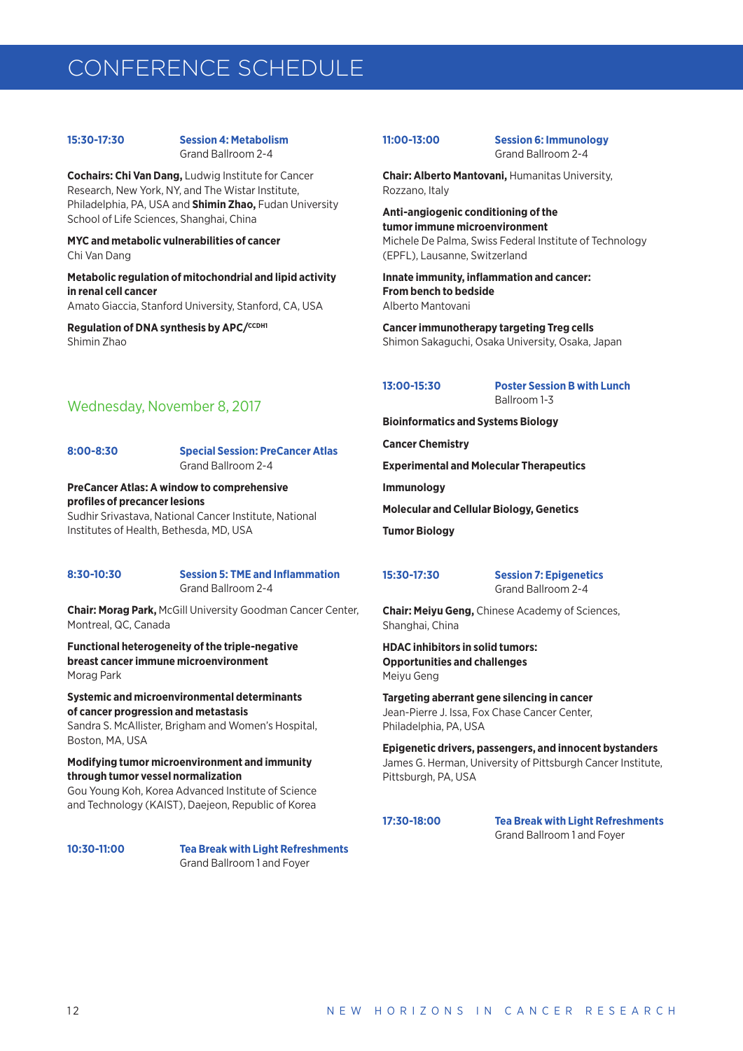# CONFERENCE SCHEDULE

**15:30-17:30** **Session 4: Metabolism**
Grand Ballroom 2-4

**Cochairs: Chi Van Dang,** Ludwig Institute for Cancer Research, New York, NY, and The Wistar Institute, Philadelphia, PA, USA and **Shimin Zhao,** Fudan University School of Life Sciences, Shanghai, China

**MYC and metabolic vulnerabilities of cancer**
Chi Van Dang

**Metabolic regulation of mitochondrial and lipid activity in renal cell cancer**
Amato Giaccia, Stanford University, Stanford, CA, USA

**Regulation of DNA synthesis by APC/$^{CCDH1}$**
Shimin Zhao

## Wednesday, November 8, 2017

**8:00-8:30** **Special Session: PreCancer Atlas**
Grand Ballroom 2-4

**PreCancer Atlas: A window to comprehensive profiles of precancer lesions**
Sudhir Srivastava, National Cancer Institute, National Institutes of Health, Bethesda, MD, USA

**8:30-10:30** **Session 5: TME and Inflammation**
Grand Ballroom 2-4

**Chair: Morag Park,** McGill University Goodman Cancer Center, Montreal, QC, Canada

**Functional heterogeneity of the triple-negative breast cancer immune microenvironment**
Morag Park

**Systemic and microenvironmental determinants of cancer progression and metastasis**
Sandra S. McAllister, Brigham and Women's Hospital, Boston, MA, USA

**Modifying tumor microenvironment and immunity through tumor vessel normalization**
Gou Young Koh, Korea Advanced Institute of Science and Technology (KAIST), Daejeon, Republic of Korea

**10:30-11:00** **Tea Break with Light Refreshments**
Grand Ballroom 1 and Foyer

**11:00-13:00** **Session 6: Immunology**
Grand Ballroom 2-4

**Chair: Alberto Mantovani,** Humanitas University, Rozzano, Italy

**Anti-angiogenic conditioning of the tumor immune microenvironment**
Michele De Palma, Swiss Federal Institute of Technology (EPFL), Lausanne, Switzerland

**Innate immunity, inflammation and cancer: From bench to bedside**
Alberto Mantovani

**Cancer immunotherapy targeting Treg cells**
Shimon Sakaguchi, Osaka University, Osaka, Japan

**13:00-15:30** **Poster Session B with Lunch**
Ballroom 1-3

**Bioinformatics and Systems Biology**

**Cancer Chemistry**

**Experimental and Molecular Therapeutics**

**Immunology**

**Molecular and Cellular Biology, Genetics**

**Tumor Biology**

**15:30-17:30** **Session 7: Epigenetics**
Grand Ballroom 2-4

**Chair: Meiyu Geng,** Chinese Academy of Sciences, Shanghai, China

**HDAC inhibitors in solid tumors: Opportunities and challenges**
Meiyu Geng

**Targeting aberrant gene silencing in cancer**
Jean-Pierre J. Issa, Fox Chase Cancer Center, Philadelphia, PA, USA

**Epigenetic drivers, passengers, and innocent bystanders**
James G. Herman, University of Pittsburgh Cancer Institute, Pittsburgh, PA, USA

**17:30-18:00** **Tea Break with Light Refreshments**
Grand Ballroom 1 and Foyer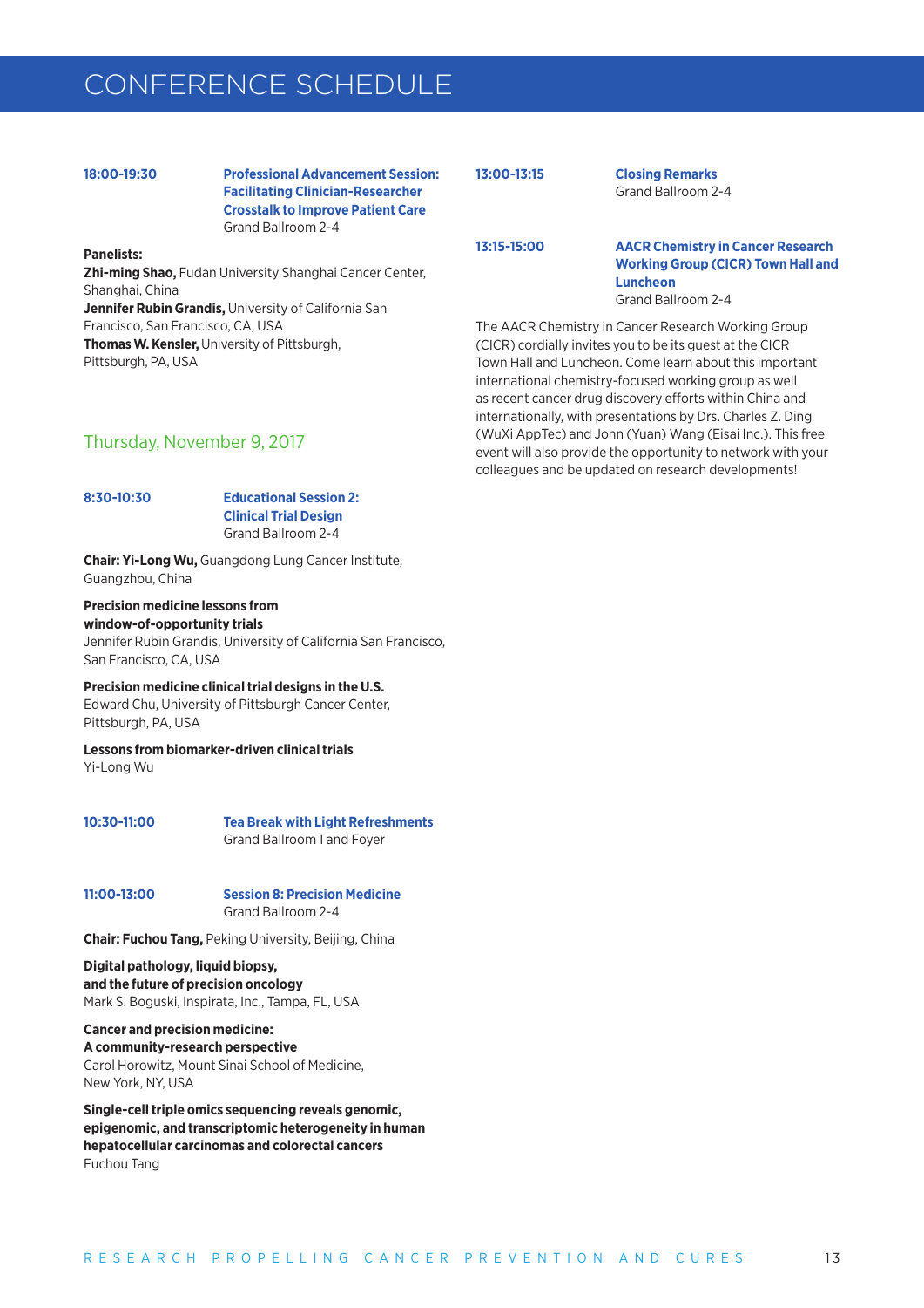# CONFERENCE SCHEDULE

**18:00-19:30** **Professional Advancement Session: Facilitating Clinician-Researcher Crosstalk to Improve Patient Care**
Grand Ballroom 2-4

**Panelists:**
**Zhi-ming Shao,** Fudan University Shanghai Cancer Center, Shanghai, China
**Jennifer Rubin Grandis,** University of California San Francisco, San Francisco, CA, USA
**Thomas W. Kensler,** University of Pittsburgh, Pittsburgh, PA, USA

## Thursday, November 9, 2017

**8:30-10:30** **Educational Session 2: Clinical Trial Design**
Grand Ballroom 2-4

**Chair: Yi-Long Wu,** Guangdong Lung Cancer Institute, Guangzhou, China

**Precision medicine lessons from window-of-opportunity trials**
Jennifer Rubin Grandis, University of California San Francisco, San Francisco, CA, USA

**Precision medicine clinical trial designs in the U.S.**
Edward Chu, University of Pittsburgh Cancer Center, Pittsburgh, PA, USA

**Lessons from biomarker-driven clinical trials**
Yi-Long Wu

**10:30-11:00** **Tea Break with Light Refreshments**
Grand Ballroom 1 and Foyer

**11:00-13:00** **Session 8: Precision Medicine**
Grand Ballroom 2-4

**Chair: Fuchou Tang,** Peking University, Beijing, China

**Digital pathology, liquid biopsy, and the future of precision oncology**
Mark S. Boguski, Inspirata, Inc., Tampa, FL, USA

**Cancer and precision medicine: A community-research perspective**
Carol Horowitz, Mount Sinai School of Medicine, New York, NY, USA

**Single-cell triple omics sequencing reveals genomic, epigenomic, and transcriptomic heterogeneity in human hepatocellular carcinomas and colorectal cancers**
Fuchou Tang

**13:00-13:15** **Closing Remarks**
Grand Ballroom 2-4

**13:15-15:00** **AACR Chemistry in Cancer Research Working Group (CICR) Town Hall and Luncheon**
Grand Ballroom 2-4

The AACR Chemistry in Cancer Research Working Group (CICR) cordially invites you to be its guest at the CICR Town Hall and Luncheon. Come learn about this important international chemistry-focused working group as well as recent cancer drug discovery efforts within China and internationally, with presentations by Drs. Charles Z. Ding (WuXi AppTec) and John (Yuan) Wang (Eisai Inc.). This free event will also provide the opportunity to network with your colleagues and be updated on research developments!